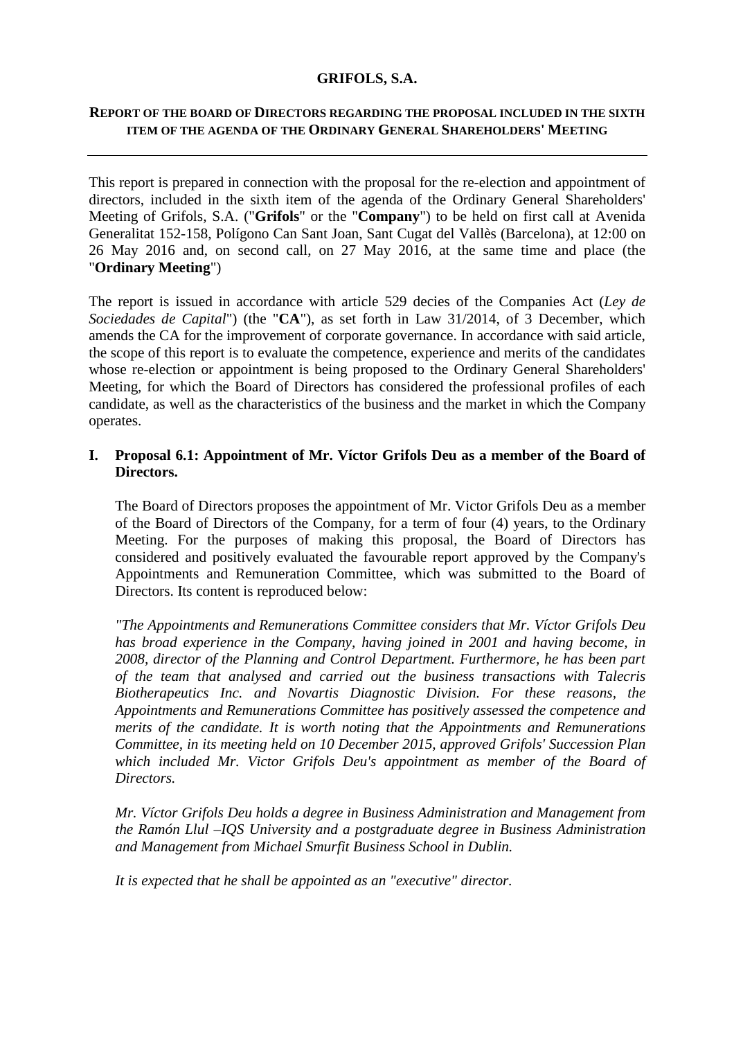# GRIFOLS, S.A.

## REPORT OF THE BOARD OF DIRECTORS REGARDING THE PROPOSAL INCLUDED IN THE SIXTH ITEM OF THE AGENDA OF THE ORDINARY GENERAL SHAREHOLDERS' MEETING

---

This report is prepared in connection with the proposal for the re-election and appointment of directors, included in the sixth item of the agenda of the Ordinary General Shareholders' Meeting of Grifols, S.A. ("**Grifols**" or the "**Company**") to be held on first call at Avenida Generalitat 152-158, Polígono Can Sant Joan, Sant Cugat del Vallès (Barcelona), at 12:00 on 26 May 2016 and, on second call, on 27 May 2016, at the same time and place (the "**Ordinary Meeting**")

The report is issued in accordance with article 529 decies of the Companies Act (*Ley de Sociedades de Capital*") (the "**CA**"), as set forth in Law 31/2014, of 3 December, which amends the CA for the improvement of corporate governance. In accordance with said article, the scope of this report is to evaluate the competence, experience and merits of the candidates whose re-election or appointment is being proposed to the Ordinary General Shareholders' Meeting, for which the Board of Directors has considered the professional profiles of each candidate, as well as the characteristics of the business and the market in which the Company operates.

### I. Proposal 6.1: Appointment of Mr. Víctor Grifols Deu as a member of the Board of Directors.

The Board of Directors proposes the appointment of Mr. Victor Grifols Deu as a member of the Board of Directors of the Company, for a term of four (4) years, to the Ordinary Meeting. For the purposes of making this proposal, the Board of Directors has considered and positively evaluated the favourable report approved by the Company's Appointments and Remuneration Committee, which was submitted to the Board of Directors. Its content is reproduced below:

*"The Appointments and Remunerations Committee considers that Mr. Víctor Grifols Deu has broad experience in the Company, having joined in 2001 and having become, in 2008, director of the Planning and Control Department. Furthermore, he has been part of the team that analysed and carried out the business transactions with Talecris Biotherapeutics Inc. and Novartis Diagnostic Division. For these reasons, the Appointments and Remunerations Committee has positively assessed the competence and merits of the candidate. It is worth noting that the Appointments and Remunerations Committee, in its meeting held on 10 December 2015, approved Grifols' Succession Plan which included Mr. Victor Grifols Deu's appointment as member of the Board of Directors.*

*Mr. Víctor Grifols Deu holds a degree in Business Administration and Management from the Ramón Llul –IQS University and a postgraduate degree in Business Administration and Management from Michael Smurfit Business School in Dublin.*

*It is expected that he shall be appointed as an "executive" director.*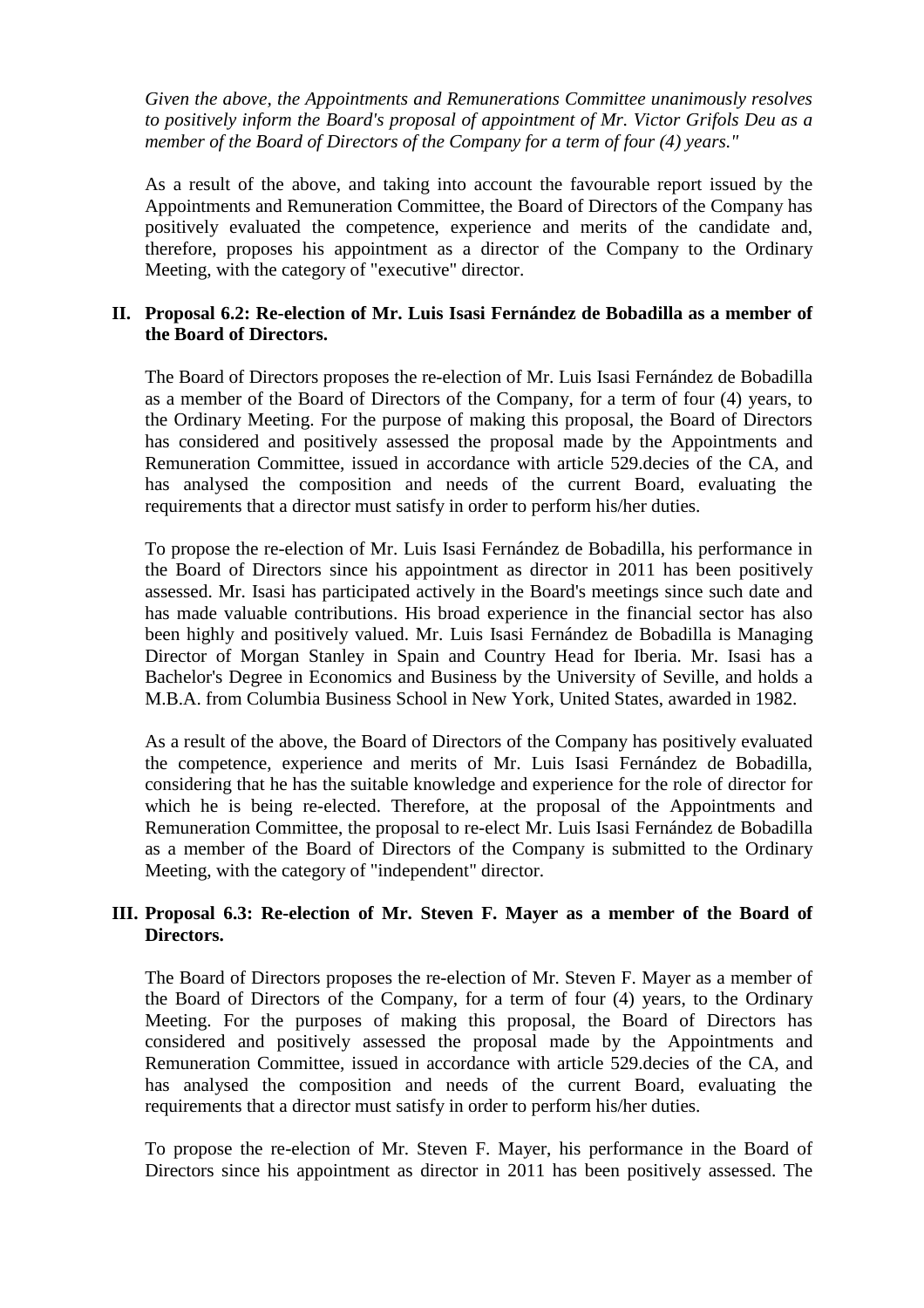*Given the above, the Appointments and Remunerations Committee unanimously resolves to positively inform the Board's proposal of appointment of Mr. Victor Grifols Deu as a member of the Board of Directors of the Company for a term of four (4) years."*

As a result of the above, and taking into account the favourable report issued by the Appointments and Remuneration Committee, the Board of Directors of the Company has positively evaluated the competence, experience and merits of the candidate and, therefore, proposes his appointment as a director of the Company to the Ordinary Meeting, with the category of "executive" director.

**II. Proposal 6.2: Re-election of Mr. Luis Isasi Fernández de Bobadilla as a member of the Board of Directors.**

The Board of Directors proposes the re-election of Mr. Luis Isasi Fernández de Bobadilla as a member of the Board of Directors of the Company, for a term of four (4) years, to the Ordinary Meeting. For the purpose of making this proposal, the Board of Directors has considered and positively assessed the proposal made by the Appointments and Remuneration Committee, issued in accordance with article 529.decies of the CA, and has analysed the composition and needs of the current Board, evaluating the requirements that a director must satisfy in order to perform his/her duties.

To propose the re-election of Mr. Luis Isasi Fernández de Bobadilla, his performance in the Board of Directors since his appointment as director in 2011 has been positively assessed. Mr. Isasi has participated actively in the Board's meetings since such date and has made valuable contributions. His broad experience in the financial sector has also been highly and positively valued. Mr. Luis Isasi Fernández de Bobadilla is Managing Director of Morgan Stanley in Spain and Country Head for Iberia. Mr. Isasi has a Bachelor's Degree in Economics and Business by the University of Seville, and holds a M.B.A. from Columbia Business School in New York, United States, awarded in 1982.

As a result of the above, the Board of Directors of the Company has positively evaluated the competence, experience and merits of Mr. Luis Isasi Fernández de Bobadilla, considering that he has the suitable knowledge and experience for the role of director for which he is being re-elected. Therefore, at the proposal of the Appointments and Remuneration Committee, the proposal to re-elect Mr. Luis Isasi Fernández de Bobadilla as a member of the Board of Directors of the Company is submitted to the Ordinary Meeting, with the category of "independent" director.

**III. Proposal 6.3: Re-election of Mr. Steven F. Mayer as a member of the Board of Directors.**

The Board of Directors proposes the re-election of Mr. Steven F. Mayer as a member of the Board of Directors of the Company, for a term of four (4) years, to the Ordinary Meeting. For the purposes of making this proposal, the Board of Directors has considered and positively assessed the proposal made by the Appointments and Remuneration Committee, issued in accordance with article 529.decies of the CA, and has analysed the composition and needs of the current Board, evaluating the requirements that a director must satisfy in order to perform his/her duties.

To propose the re-election of Mr. Steven F. Mayer, his performance in the Board of Directors since his appointment as director in 2011 has been positively assessed. The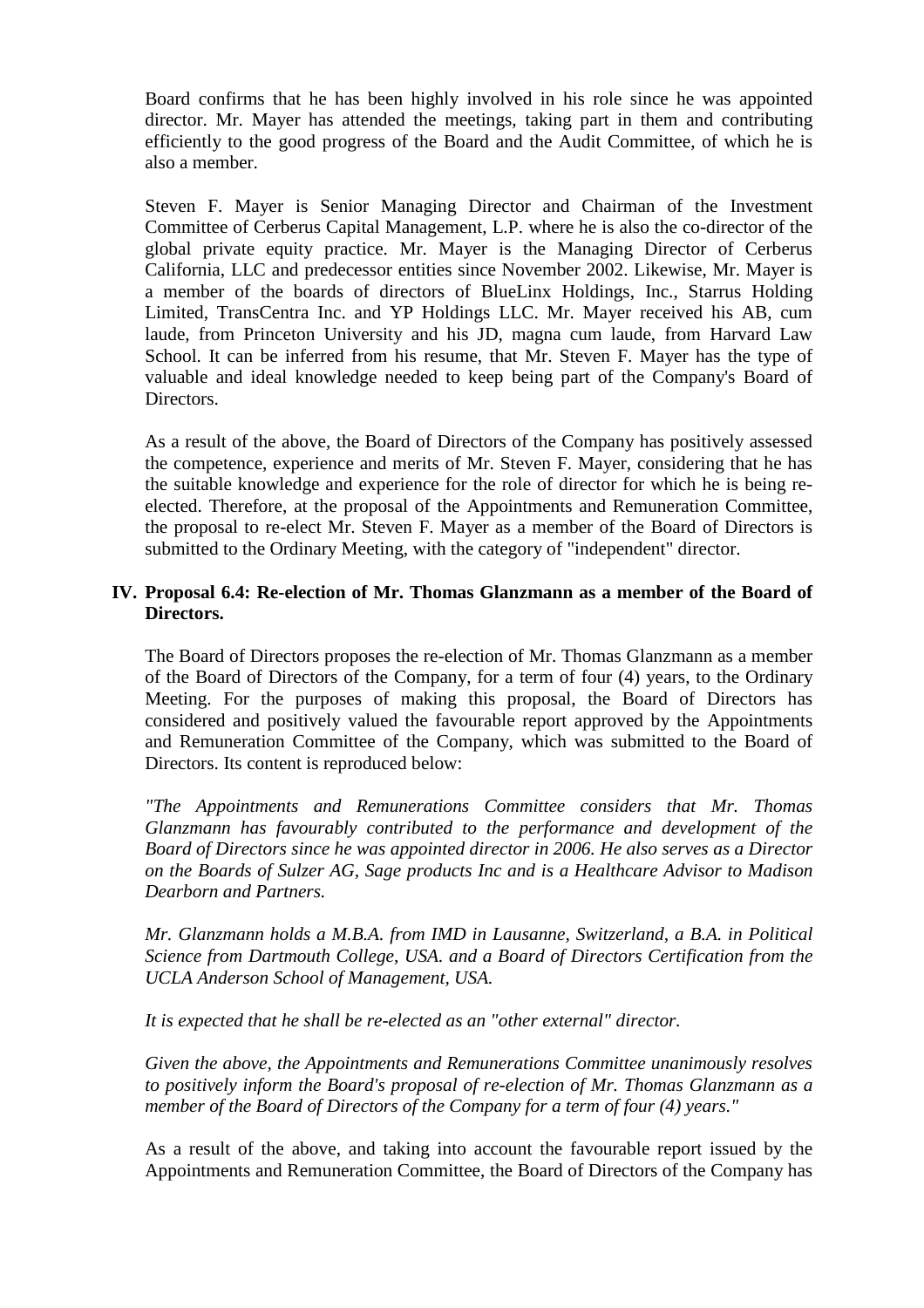Board confirms that he has been highly involved in his role since he was appointed director. Mr. Mayer has attended the meetings, taking part in them and contributing efficiently to the good progress of the Board and the Audit Committee, of which he is also a member.

Steven F. Mayer is Senior Managing Director and Chairman of the Investment Committee of Cerberus Capital Management, L.P. where he is also the co-director of the global private equity practice. Mr. Mayer is the Managing Director of Cerberus California, LLC and predecessor entities since November 2002. Likewise, Mr. Mayer is a member of the boards of directors of BlueLinx Holdings, Inc., Starrus Holding Limited, TransCentra Inc. and YP Holdings LLC. Mr. Mayer received his AB, cum laude, from Princeton University and his JD, magna cum laude, from Harvard Law School. It can be inferred from his resume, that Mr. Steven F. Mayer has the type of valuable and ideal knowledge needed to keep being part of the Company's Board of Directors.

As a result of the above, the Board of Directors of the Company has positively assessed the competence, experience and merits of Mr. Steven F. Mayer, considering that he has the suitable knowledge and experience for the role of director for which he is being re-elected. Therefore, at the proposal of the Appointments and Remuneration Committee, the proposal to re-elect Mr. Steven F. Mayer as a member of the Board of Directors is submitted to the Ordinary Meeting, with the category of "independent" director.

## IV. Proposal 6.4: Re-election of Mr. Thomas Glanzmann as a member of the Board of Directors.

The Board of Directors proposes the re-election of Mr. Thomas Glanzmann as a member of the Board of Directors of the Company, for a term of four (4) years, to the Ordinary Meeting. For the purposes of making this proposal, the Board of Directors has considered and positively valued the favourable report approved by the Appointments and Remuneration Committee of the Company, which was submitted to the Board of Directors. Its content is reproduced below:

*"The Appointments and Remunerations Committee considers that Mr. Thomas Glanzmann has favourably contributed to the performance and development of the Board of Directors since he was appointed director in 2006. He also serves as a Director on the Boards of Sulzer AG, Sage products Inc and is a Healthcare Advisor to Madison Dearborn and Partners.*

*Mr. Glanzmann holds a M.B.A. from IMD in Lausanne, Switzerland, a B.A. in Political Science from Dartmouth College, USA. and a Board of Directors Certification from the UCLA Anderson School of Management, USA.*

*It is expected that he shall be re-elected as an "other external" director.*

*Given the above, the Appointments and Remunerations Committee unanimously resolves to positively inform the Board's proposal of re-election of Mr. Thomas Glanzmann as a member of the Board of Directors of the Company for a term of four (4) years."*

As a result of the above, and taking into account the favourable report issued by the Appointments and Remuneration Committee, the Board of Directors of the Company has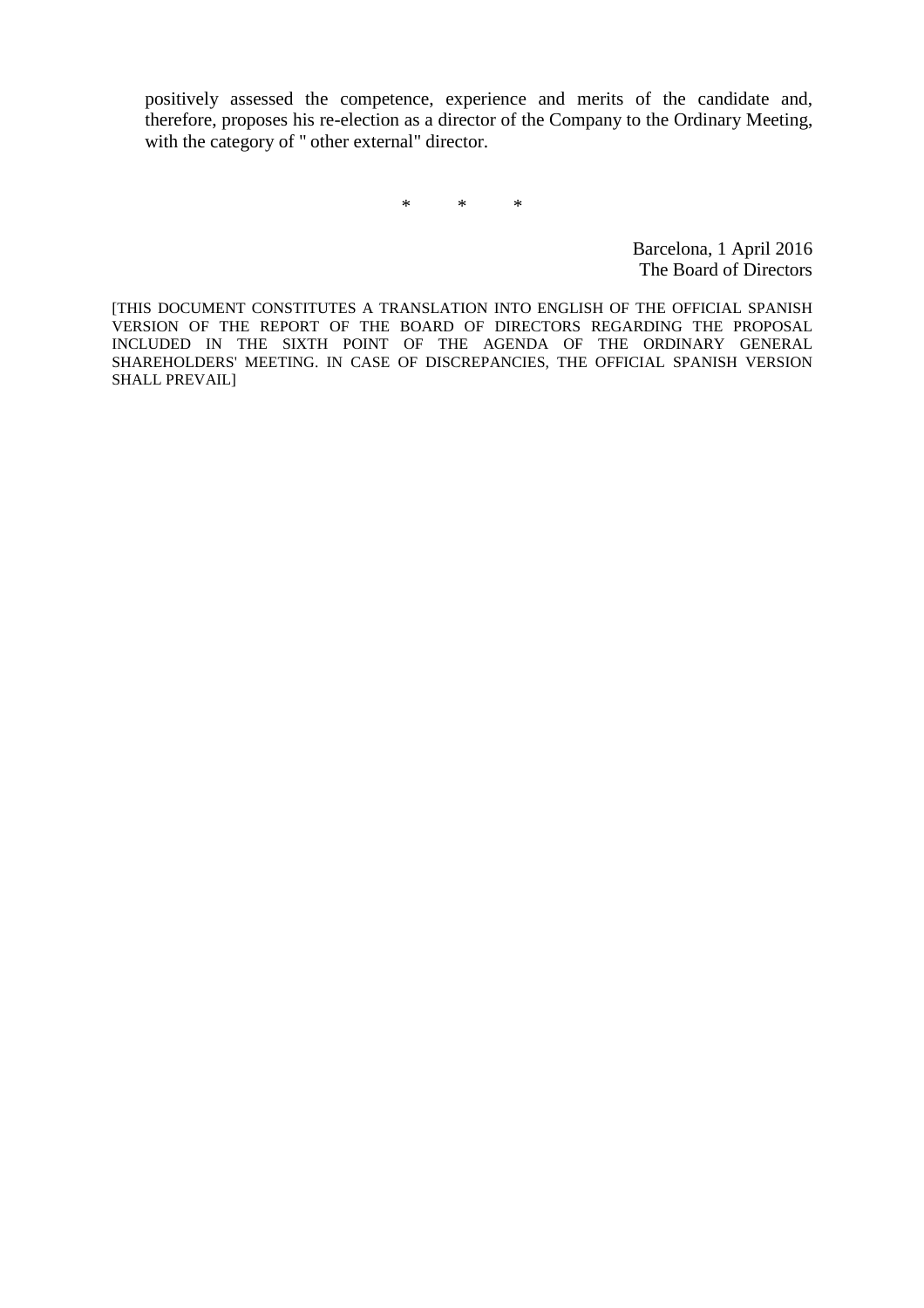positively assessed the competence, experience and merits of the candidate and, therefore, proposes his re-election as a director of the Company to the Ordinary Meeting, with the category of " other external" director.

\* \* \*

Barcelona, 1 April 2016
The Board of Directors

[THIS DOCUMENT CONSTITUTES A TRANSLATION INTO ENGLISH OF THE OFFICIAL SPANISH VERSION OF THE REPORT OF THE BOARD OF DIRECTORS REGARDING THE PROPOSAL INCLUDED IN THE SIXTH POINT OF THE AGENDA OF THE ORDINARY GENERAL SHAREHOLDERS' MEETING. IN CASE OF DISCREPANCIES, THE OFFICIAL SPANISH VERSION SHALL PREVAIL]